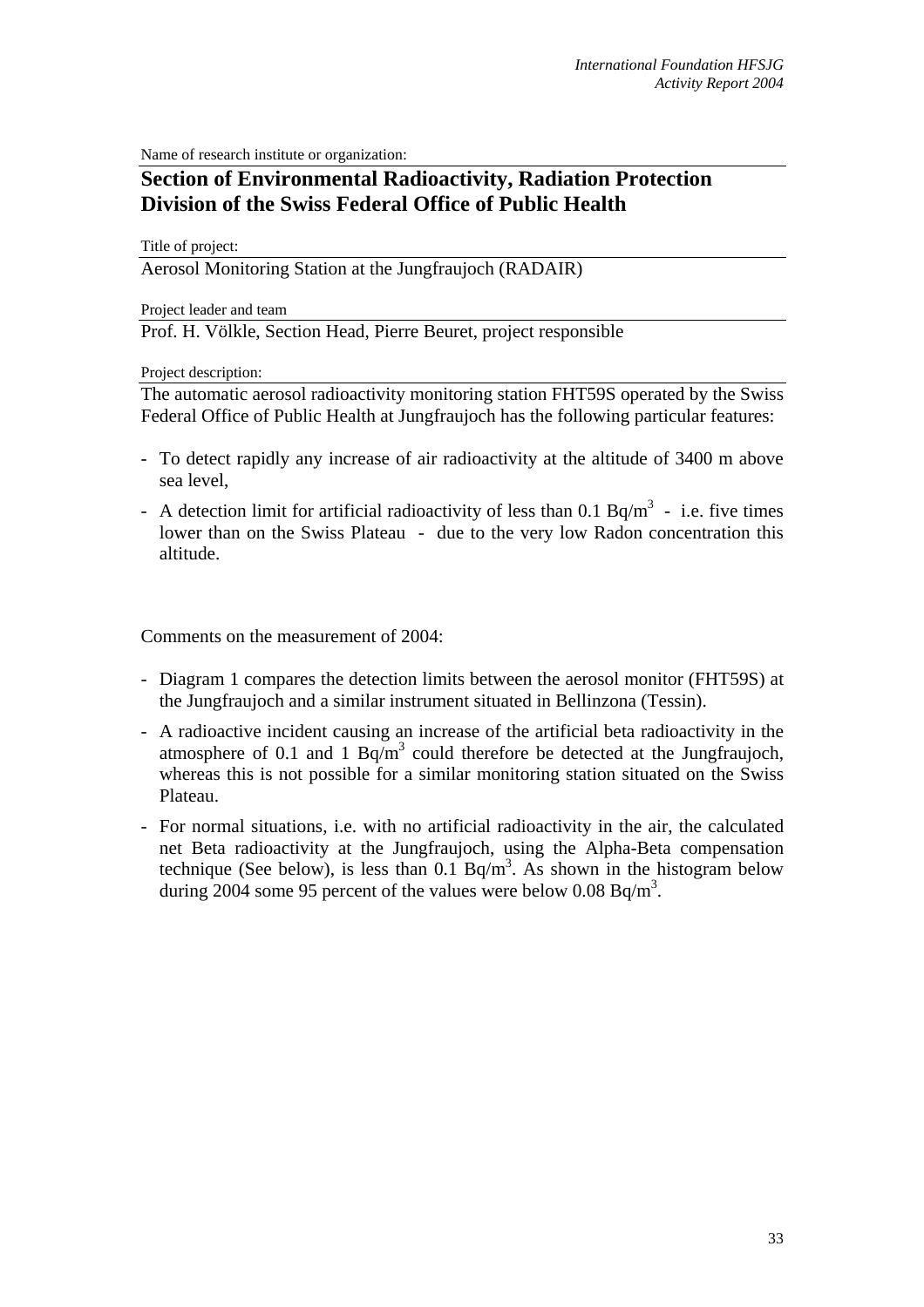Name of research institute or organization:

## Section of Environmental Radioactivity, Radiation Protection Division of the Swiss Federal Office of Public Health

Title of project:

Aerosol Monitoring Station at the Jungfraujoch (RADAIR)

Project leader and team

Prof. H. Völkle, Section Head, Pierre Beuret, project responsible

Project description:

The automatic aerosol radioactivity monitoring station FHT59S operated by the Swiss Federal Office of Public Health at Jungfraujoch has the following particular features:

- To detect rapidly any increase of air radioactivity at the altitude of 3400 m above sea level,
- A detection limit for artificial radioactivity of less than 0.1 Bq/$m^3$ - i.e. five times lower than on the Swiss Plateau - due to the very low Radon concentration this altitude.

Comments on the measurement of 2004:

- Diagram 1 compares the detection limits between the aerosol monitor (FHT59S) at the Jungfraujoch and a similar instrument situated in Bellinzona (Tessin).
- A radioactive incident causing an increase of the artificial beta radioactivity in the atmosphere of 0.1 and 1 Bq/$m^3$ could therefore be detected at the Jungfraujoch, whereas this is not possible for a similar monitoring station situated on the Swiss Plateau.
- For normal situations, i.e. with no artificial radioactivity in the air, the calculated net Beta radioactivity at the Jungfraujoch, using the Alpha-Beta compensation technique (See below), is less than 0.1 Bq/$m^3$. As shown in the histogram below during 2004 some 95 percent of the values were below 0.08 Bq/$m^3$.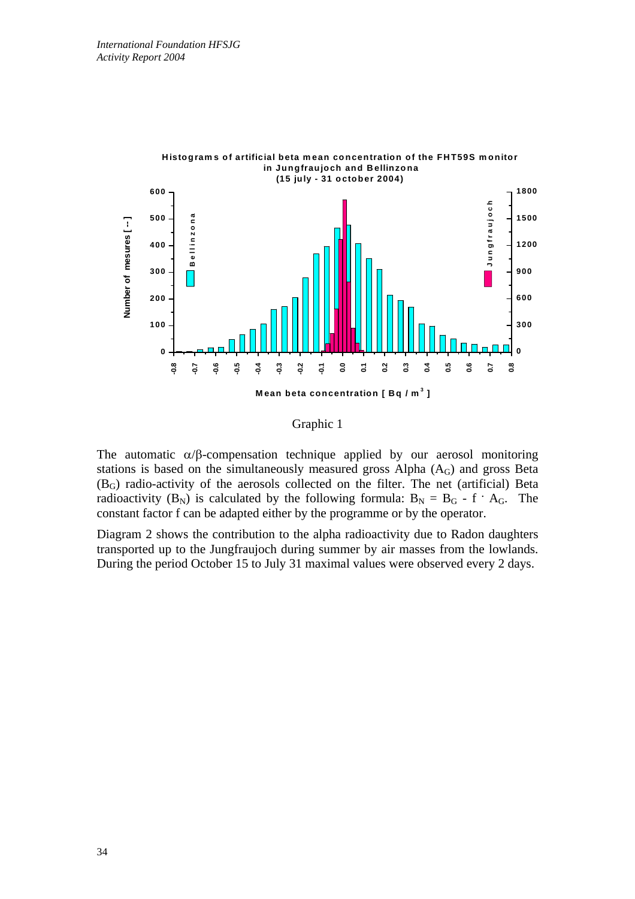Graphic 1

The automatic $\alpha/\beta$-compensation technique applied by our aerosol monitoring stations is based on the simultaneously measured gross Alpha ($A_G$) and gross Beta ($B_G$) radio-activity of the aerosols collected on the filter. The net (artificial) Beta radioactivity ($B_N$) is calculated by the following formula: $B_N = B_G - f \cdot A_G$. The constant factor f can be adapted either by the programme or by the operator.

Diagram 2 shows the contribution to the alpha radioactivity due to Radon daughters transported up to the Jungfraujoch during summer by air masses from the lowlands. During the period October 15 to July 31 maximal values were observed every 2 days.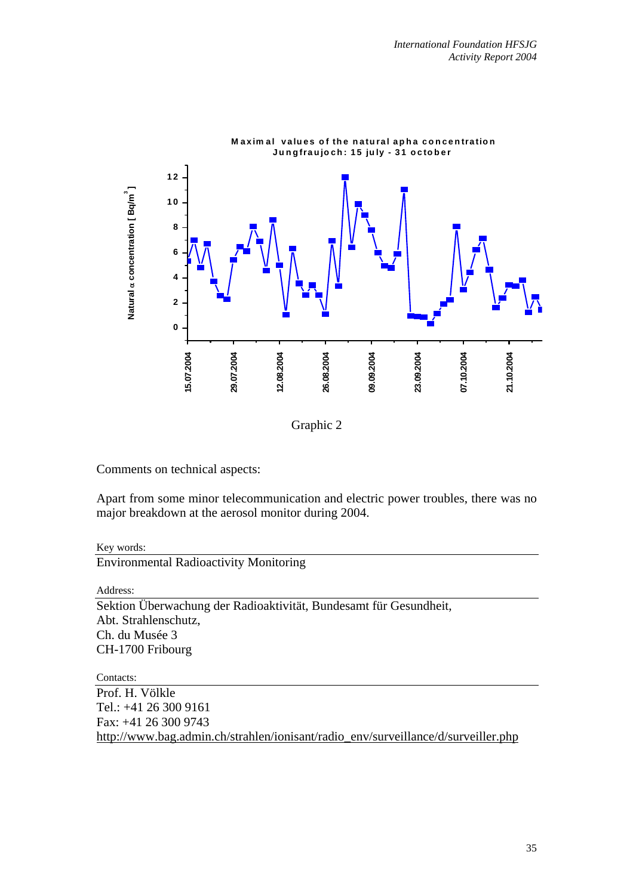Maximal values of the natural apha concentration
Jungfraujoch: 15 july - 31 october

Graphic 2

Comments on technical aspects:

Apart from some minor telecommunication and electric power troubles, there was no major breakdown at the aerosol monitor during 2004.

Key words:

Environmental Radioactivity Monitoring

Address:

Sektion Überwachung der Radioaktivität, Bundesamt für Gesundheit,
Abt. Strahlenschutz,
Ch. du Musée 3
CH-1700 Fribourg

Contacts:

Prof. H. Völkle
Tel.: +41 26 300 9161
Fax: +41 26 300 9743
http://www.bag.admin.ch/strahlen/ionisant/radio_env/surveillance/d/surveiller.php